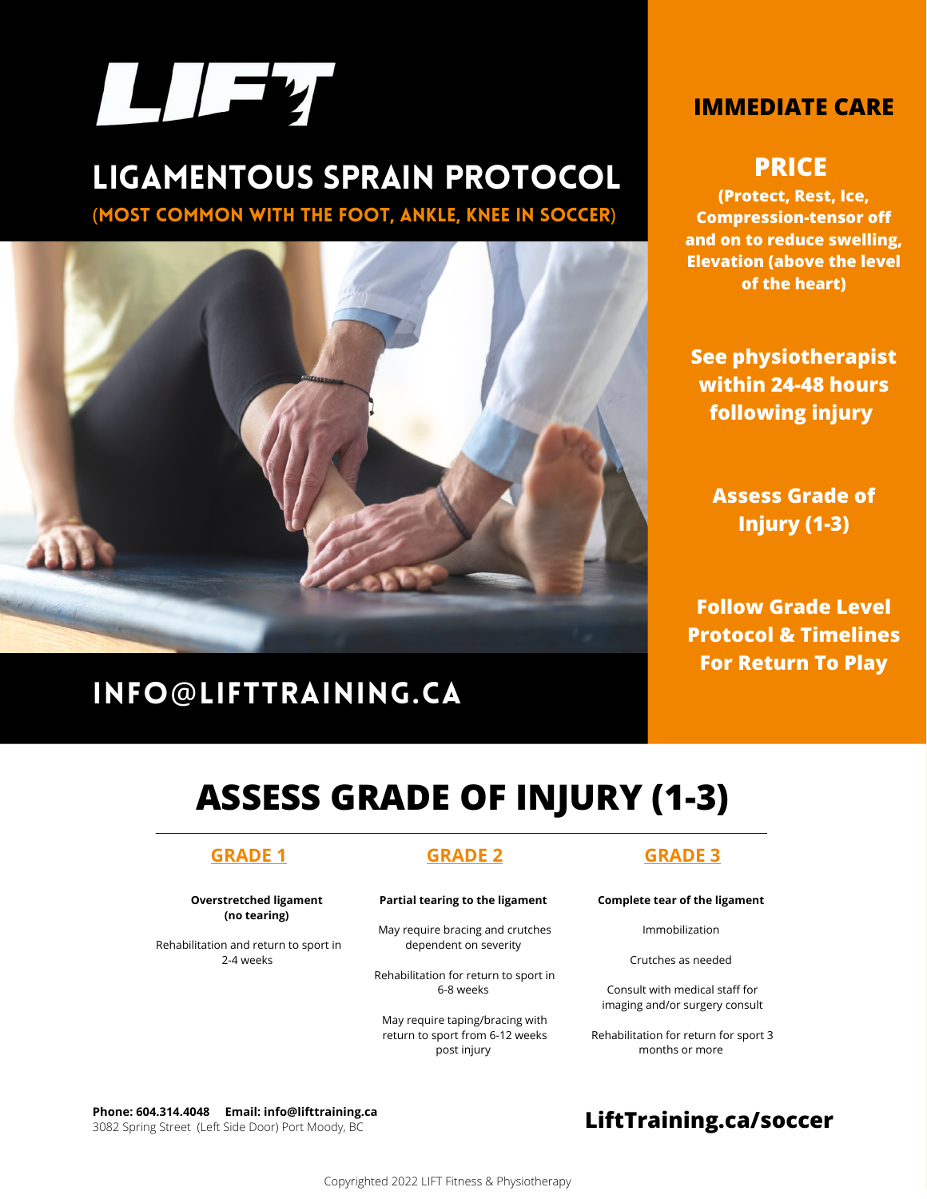# LIFT

## LIGAMENTOUS SPRAIN PROTOCOL

(MOST COMMON WITH THE FOOT, ANKLE, KNEE IN SOCCER)

INFO@LIFTTRAINING.CA

## IMMEDIATE CARE

### PRICE

**(Protect, Rest, Ice, Compression-tensor off and on to reduce swelling, Elevation (above the level of the heart)**

**See physiotherapist within 24-48 hours following injury**

**Assess Grade of Injury (1-3)**

**Follow Grade Level Protocol & Timelines For Return To Play**

## ASSESS GRADE OF INJURY (1-3)

### GRADE 1

**Overstretched ligament (no tearing)**

Rehabilitation and return to sport in 2-4 weeks

### GRADE 2

**Partial tearing to the ligament**

May require bracing and crutches dependent on severity

Rehabilitation for return to sport in 6-8 weeks

May require taping/bracing with return to sport from 6-12 weeks post injury

### GRADE 3

**Complete tear of the ligament**

Immobilization

Crutches as needed

Consult with medical staff for imaging and/or surgery consult

Rehabilitation for return for sport 3 months or more

**Phone: 604.314.4048** **Email: info@lifttraining.ca**
3082 Spring Street (Left Side Door) Port Moody, BC

**LiftTraining.ca/soccer**

Copyrighted 2022 LIFT Fitness & Physiotherapy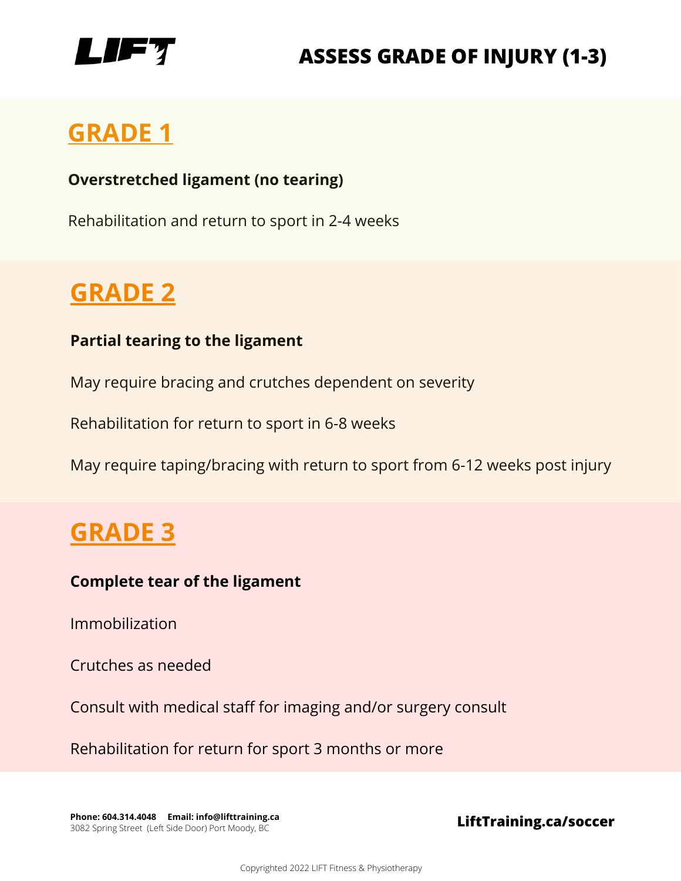# ASSESS GRADE OF INJURY (1-3)

## GRADE 1

**Overstretched ligament (no tearing)**

Rehabilitation and return to sport in 2-4 weeks

## GRADE 2

**Partial tearing to the ligament**

May require bracing and crutches dependent on severity

Rehabilitation for return to sport in 6-8 weeks

May require taping/bracing with return to sport from 6-12 weeks post injury

## GRADE 3

**Complete tear of the ligament**

Immobilization

Crutches as needed

Consult with medical staff for imaging and/or surgery consult

Rehabilitation for return for sport 3 months or more

**Phone: 604.314.4048** **Email: info@lifttraining.ca**
3082 Spring Street (Left Side Door) Port Moody, BC

**LiftTraining.ca/soccer**

Copyrighted 2022 LIFT Fitness & Physiotherapy